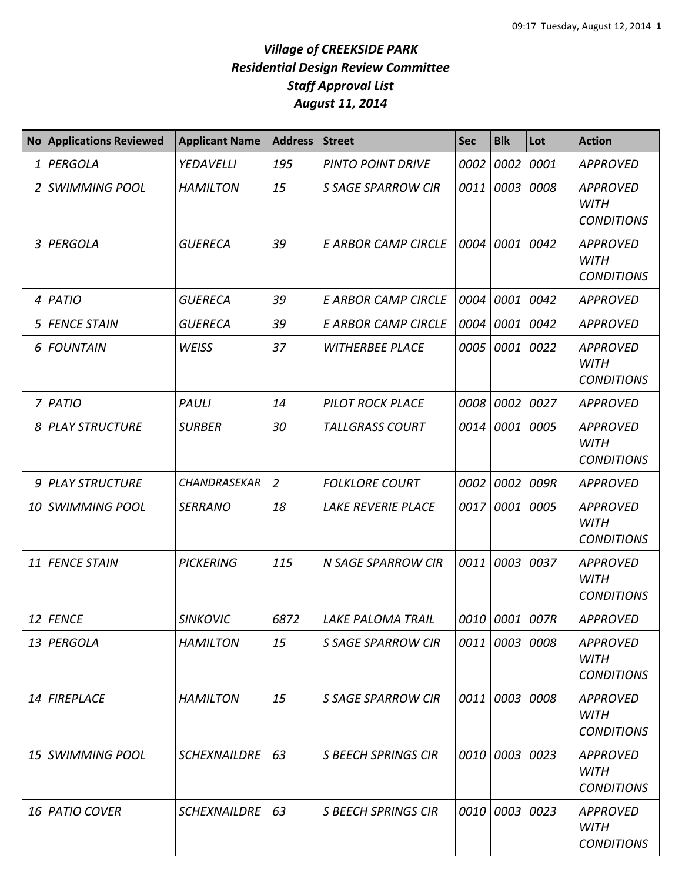# *Village of CREEKSIDE PARK*
## *Residential Design Review Committee*
## *Staff Approval List*
## *August 11, 2014*

| No | Applications Reviewed | Applicant Name | Address | Street | Sec | Blk | Lot | Action |
|---|---|---|---|---|---|---|---|---|
| 1 | PERGOLA | YEDAVELLI | 195 | PINTO POINT DRIVE | 0002 | 0002 | 0001 | APPROVED |
| 2 | SWIMMING POOL | HAMILTON | 15 | S SAGE SPARROW CIR | 0011 | 0003 | 0008 | APPROVED WITH CONDITIONS |
| 3 | PERGOLA | GUERECA | 39 | E ARBOR CAMP CIRCLE | 0004 | 0001 | 0042 | APPROVED WITH CONDITIONS |
| 4 | PATIO | GUERECA | 39 | E ARBOR CAMP CIRCLE | 0004 | 0001 | 0042 | APPROVED |
| 5 | FENCE STAIN | GUERECA | 39 | E ARBOR CAMP CIRCLE | 0004 | 0001 | 0042 | APPROVED |
| 6 | FOUNTAIN | WEISS | 37 | WITHERBEE PLACE | 0005 | 0001 | 0022 | APPROVED WITH CONDITIONS |
| 7 | PATIO | PAULI | 14 | PILOT ROCK PLACE | 0008 | 0002 | 0027 | APPROVED |
| 8 | PLAY STRUCTURE | SURBER | 30 | TALLGRASS COURT | 0014 | 0001 | 0005 | APPROVED WITH CONDITIONS |
| 9 | PLAY STRUCTURE | CHANDRASEKAR | 2 | FOLKLORE COURT | 0002 | 0002 | 009R | APPROVED |
| 10 | SWIMMING POOL | SERRANO | 18 | LAKE REVERIE PLACE | 0017 | 0001 | 0005 | APPROVED WITH CONDITIONS |
| 11 | FENCE STAIN | PICKERING | 115 | N SAGE SPARROW CIR | 0011 | 0003 | 0037 | APPROVED WITH CONDITIONS |
| 12 | FENCE | SINKOVIC | 6872 | LAKE PALOMA TRAIL | 0010 | 0001 | 007R | APPROVED |
| 13 | PERGOLA | HAMILTON | 15 | S SAGE SPARROW CIR | 0011 | 0003 | 0008 | APPROVED WITH CONDITIONS |
| 14 | FIREPLACE | HAMILTON | 15 | S SAGE SPARROW CIR | 0011 | 0003 | 0008 | APPROVED WITH CONDITIONS |
| 15 | SWIMMING POOL | SCHEXNAILDRE | 63 | S BEECH SPRINGS CIR | 0010 | 0003 | 0023 | APPROVED WITH CONDITIONS |
| 16 | PATIO COVER | SCHEXNAILDRE | 63 | S BEECH SPRINGS CIR | 0010 | 0003 | 0023 | APPROVED WITH CONDITIONS |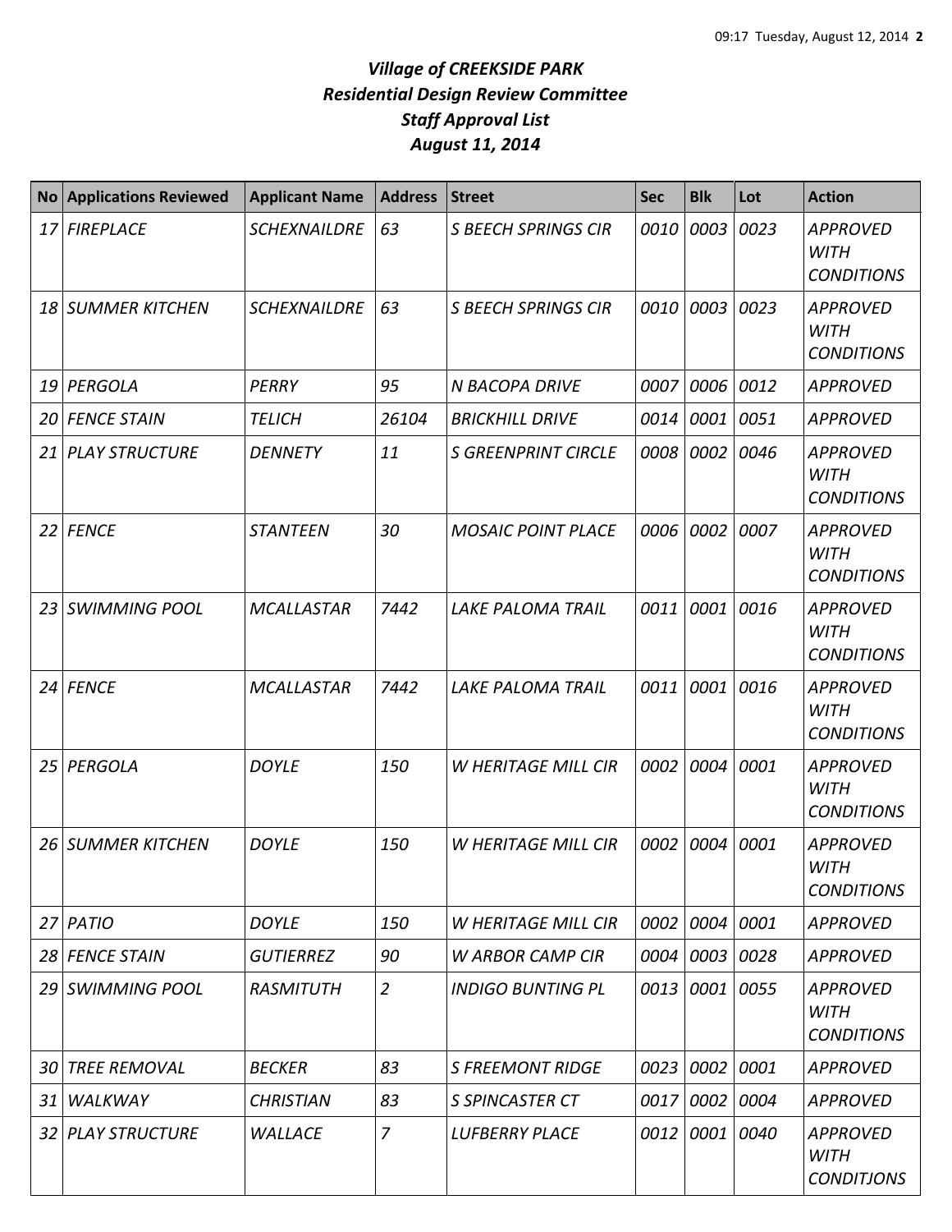# *Village of CREEKSIDE PARK*
## *Residential Design Review Committee*
## *Staff Approval List*
## *August 11, 2014*

| No | Applications Reviewed | Applicant Name | Address | Street | Sec | Blk | Lot | Action |
|---|---|---|---|---|---|---|---|---|
| 17 | FIREPLACE | SCHEXNAILDRE | 63 | S BEECH SPRINGS CIR | 0010 | 0003 | 0023 | APPROVED WITH CONDITIONS |
| 18 | SUMMER KITCHEN | SCHEXNAILDRE | 63 | S BEECH SPRINGS CIR | 0010 | 0003 | 0023 | APPROVED WITH CONDITIONS |
| 19 | PERGOLA | PERRY | 95 | N BACOPA DRIVE | 0007 | 0006 | 0012 | APPROVED |
| 20 | FENCE STAIN | TELICH | 26104 | BRICKHILL DRIVE | 0014 | 0001 | 0051 | APPROVED |
| 21 | PLAY STRUCTURE | DENNETY | 11 | S GREENPRINT CIRCLE | 0008 | 0002 | 0046 | APPROVED WITH CONDITIONS |
| 22 | FENCE | STANTEEN | 30 | MOSAIC POINT PLACE | 0006 | 0002 | 0007 | APPROVED WITH CONDITIONS |
| 23 | SWIMMING POOL | MCALLASTAR | 7442 | LAKE PALOMA TRAIL | 0011 | 0001 | 0016 | APPROVED WITH CONDITIONS |
| 24 | FENCE | MCALLASTAR | 7442 | LAKE PALOMA TRAIL | 0011 | 0001 | 0016 | APPROVED WITH CONDITIONS |
| 25 | PERGOLA | DOYLE | 150 | W HERITAGE MILL CIR | 0002 | 0004 | 0001 | APPROVED WITH CONDITIONS |
| 26 | SUMMER KITCHEN | DOYLE | 150 | W HERITAGE MILL CIR | 0002 | 0004 | 0001 | APPROVED WITH CONDITIONS |
| 27 | PATIO | DOYLE | 150 | W HERITAGE MILL CIR | 0002 | 0004 | 0001 | APPROVED |
| 28 | FENCE STAIN | GUTIERREZ | 90 | W ARBOR CAMP CIR | 0004 | 0003 | 0028 | APPROVED |
| 29 | SWIMMING POOL | RASMITUTH | 2 | INDIGO BUNTING PL | 0013 | 0001 | 0055 | APPROVED WITH CONDITIONS |
| 30 | TREE REMOVAL | BECKER | 83 | S FREEMONT RIDGE | 0023 | 0002 | 0001 | APPROVED |
| 31 | WALKWAY | CHRISTIAN | 83 | S SPINCASTER CT | 0017 | 0002 | 0004 | APPROVED |
| 32 | PLAY STRUCTURE | WALLACE | 7 | LUFBERRY PLACE | 0012 | 0001 | 0040 | APPROVED WITH CONDITJONS |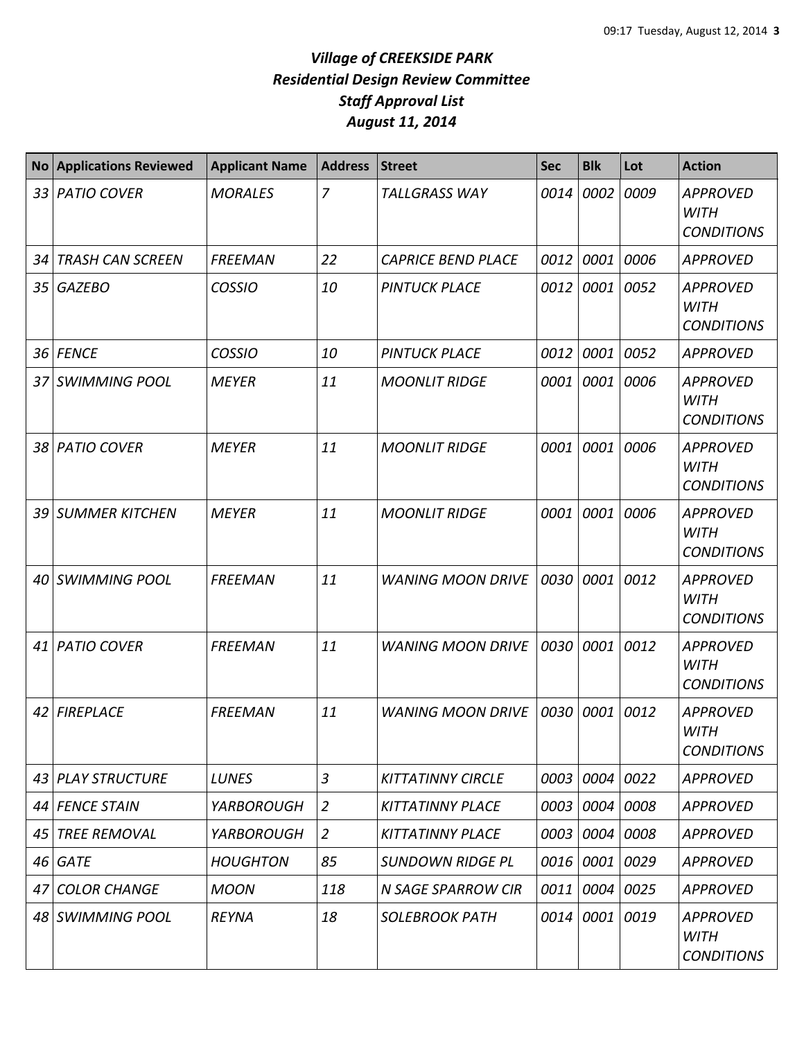# *Village of CREEKSIDE PARK*
## *Residential Design Review Committee*
## *Staff Approval List*
## *August 11, 2014*

| No | Applications Reviewed | Applicant Name | Address | Street | Sec | Blk | Lot | Action |
|---|---|---|---|---|---|---|---|---|
| 33 | PATIO COVER | MORALES | 7 | TALLGRASS WAY | 0014 | 0002 | 0009 | APPROVED WITH CONDITIONS |
| 34 | TRASH CAN SCREEN | FREEMAN | 22 | CAPRICE BEND PLACE | 0012 | 0001 | 0006 | APPROVED |
| 35 | GAZEBO | COSSIO | 10 | PINTUCK PLACE | 0012 | 0001 | 0052 | APPROVED WITH CONDITIONS |
| 36 | FENCE | COSSIO | 10 | PINTUCK PLACE | 0012 | 0001 | 0052 | APPROVED |
| 37 | SWIMMING POOL | MEYER | 11 | MOONLIT RIDGE | 0001 | 0001 | 0006 | APPROVED WITH CONDITIONS |
| 38 | PATIO COVER | MEYER | 11 | MOONLIT RIDGE | 0001 | 0001 | 0006 | APPROVED WITH CONDITIONS |
| 39 | SUMMER KITCHEN | MEYER | 11 | MOONLIT RIDGE | 0001 | 0001 | 0006 | APPROVED WITH CONDITIONS |
| 40 | SWIMMING POOL | FREEMAN | 11 | WANING MOON DRIVE | 0030 | 0001 | 0012 | APPROVED WITH CONDITIONS |
| 41 | PATIO COVER | FREEMAN | 11 | WANING MOON DRIVE | 0030 | 0001 | 0012 | APPROVED WITH CONDITIONS |
| 42 | FIREPLACE | FREEMAN | 11 | WANING MOON DRIVE | 0030 | 0001 | 0012 | APPROVED WITH CONDITIONS |
| 43 | PLAY STRUCTURE | LUNES | 3 | KITTATINNY CIRCLE | 0003 | 0004 | 0022 | APPROVED |
| 44 | FENCE STAIN | YARBOROUGH | 2 | KITTATINNY PLACE | 0003 | 0004 | 0008 | APPROVED |
| 45 | TREE REMOVAL | YARBOROUGH | 2 | KITTATINNY PLACE | 0003 | 0004 | 0008 | APPROVED |
| 46 | GATE | HOUGHTON | 85 | SUNDOWN RIDGE PL | 0016 | 0001 | 0029 | APPROVED |
| 47 | COLOR CHANGE | MOON | 118 | N SAGE SPARROW CIR | 0011 | 0004 | 0025 | APPROVED |
| 48 | SWIMMING POOL | REYNA | 18 | SOLEBROOK PATH | 0014 | 0001 | 0019 | APPROVED WITH CONDITIONS |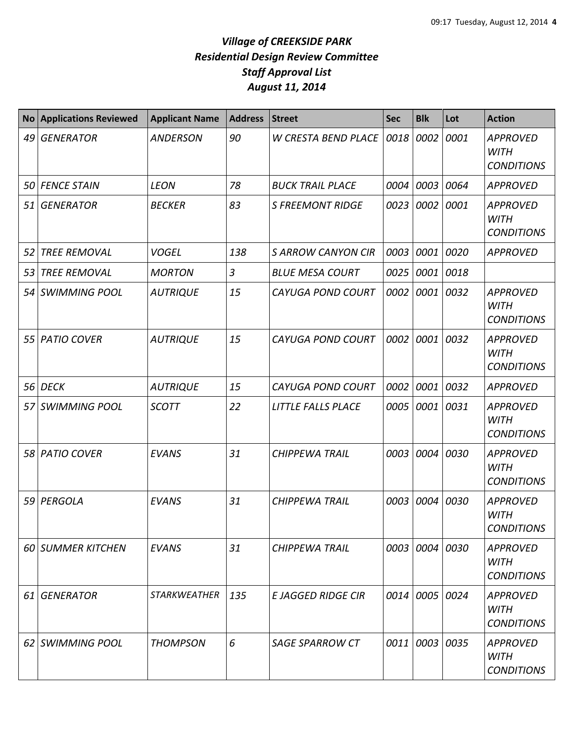# *Village of CREEKSIDE PARK*
# *Residential Design Review Committee*
# *Staff Approval List*
# *August 11, 2014*

| No | Applications Reviewed | Applicant Name | Address | Street | Sec | Blk | Lot | Action |
|---|---|---|---|---|---|---|---|---|
| 49 | GENERATOR | ANDERSON | 90 | W CRESTA BEND PLACE | 0018 | 0002 | 0001 | APPROVED WITH CONDITIONS |
| 50 | FENCE STAIN | LEON | 78 | BUCK TRAIL PLACE | 0004 | 0003 | 0064 | APPROVED |
| 51 | GENERATOR | BECKER | 83 | S FREEMONT RIDGE | 0023 | 0002 | 0001 | APPROVED WITH CONDITIONS |
| 52 | TREE REMOVAL | VOGEL | 138 | S ARROW CANYON CIR | 0003 | 0001 | 0020 | APPROVED |
| 53 | TREE REMOVAL | MORTON | 3 | BLUE MESA COURT | 0025 | 0001 | 0018 | |
| 54 | SWIMMING POOL | AUTRIQUE | 15 | CAYUGA POND COURT | 0002 | 0001 | 0032 | APPROVED WITH CONDITIONS |
| 55 | PATIO COVER | AUTRIQUE | 15 | CAYUGA POND COURT | 0002 | 0001 | 0032 | APPROVED WITH CONDITIONS |
| 56 | DECK | AUTRIQUE | 15 | CAYUGA POND COURT | 0002 | 0001 | 0032 | APPROVED |
| 57 | SWIMMING POOL | SCOTT | 22 | LITTLE FALLS PLACE | 0005 | 0001 | 0031 | APPROVED WITH CONDITIONS |
| 58 | PATIO COVER | EVANS | 31 | CHIPPEWA TRAIL | 0003 | 0004 | 0030 | APPROVED WITH CONDITIONS |
| 59 | PERGOLA | EVANS | 31 | CHIPPEWA TRAIL | 0003 | 0004 | 0030 | APPROVED WITH CONDITIONS |
| 60 | SUMMER KITCHEN | EVANS | 31 | CHIPPEWA TRAIL | 0003 | 0004 | 0030 | APPROVED WITH CONDITIONS |
| 61 | GENERATOR | STARKWEATHER | 135 | E JAGGED RIDGE CIR | 0014 | 0005 | 0024 | APPROVED WITH CONDITIONS |
| 62 | SWIMMING POOL | THOMPSON | 6 | SAGE SPARROW CT | 0011 | 0003 | 0035 | APPROVED WITH CONDITIONS |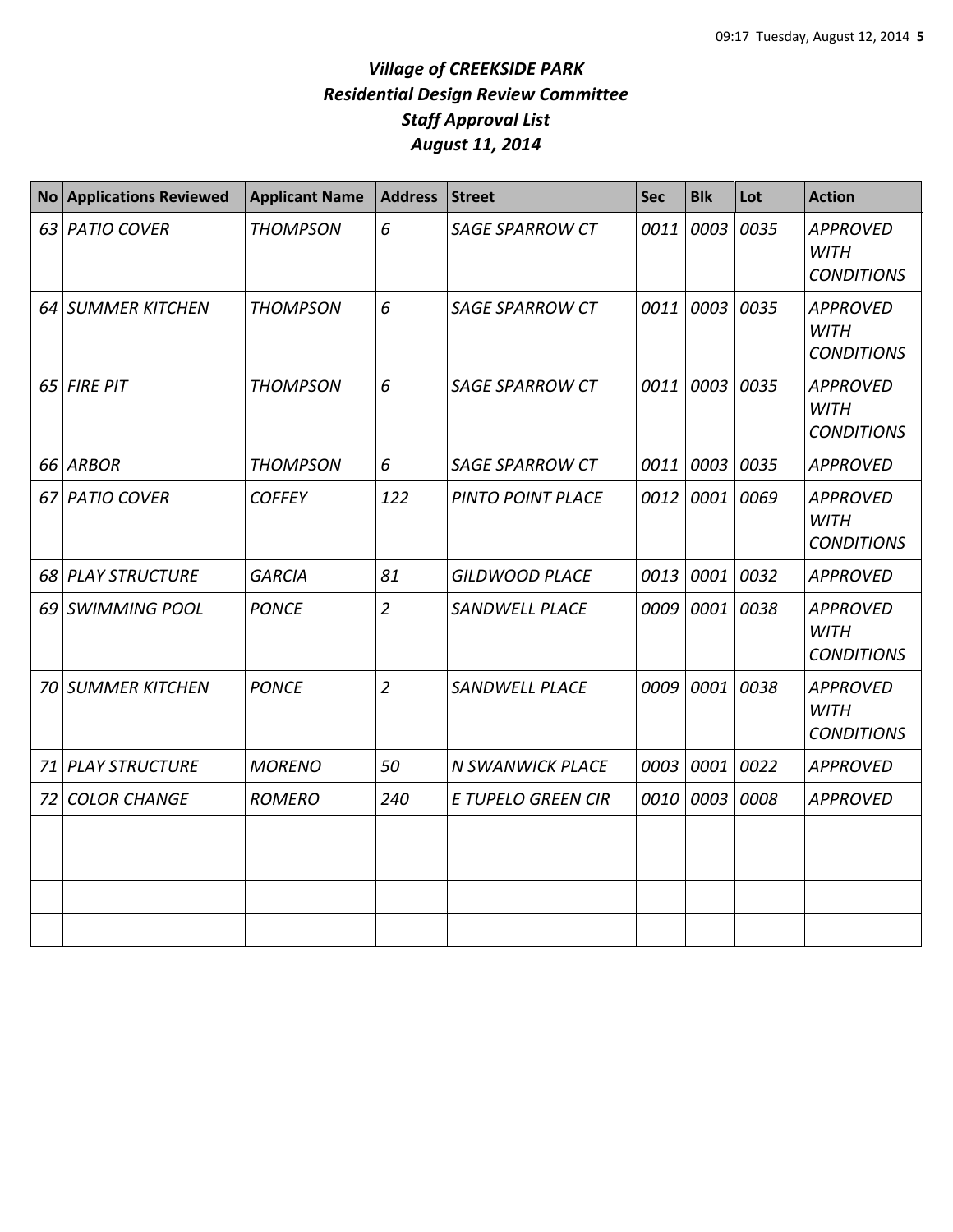# *Village of CREEKSIDE PARK*
## *Residential Design Review Committee*
## *Staff Approval List*
## *August 11, 2014*

| No | Applications Reviewed | Applicant Name | Address | Street | Sec | Blk | Lot | Action |
|---|---|---|---|---|---|---|---|---|
| 63 | PATIO COVER | THOMPSON | 6 | SAGE SPARROW CT | 0011 | 0003 | 0035 | APPROVED WITH CONDITIONS |
| 64 | SUMMER KITCHEN | THOMPSON | 6 | SAGE SPARROW CT | 0011 | 0003 | 0035 | APPROVED WITH CONDITIONS |
| 65 | FIRE PIT | THOMPSON | 6 | SAGE SPARROW CT | 0011 | 0003 | 0035 | APPROVED WITH CONDITIONS |
| 66 | ARBOR | THOMPSON | 6 | SAGE SPARROW CT | 0011 | 0003 | 0035 | APPROVED |
| 67 | PATIO COVER | COFFEY | 122 | PINTO POINT PLACE | 0012 | 0001 | 0069 | APPROVED WITH CONDITIONS |
| 68 | PLAY STRUCTURE | GARCIA | 81 | GILDWOOD PLACE | 0013 | 0001 | 0032 | APPROVED |
| 69 | SWIMMING POOL | PONCE | 2 | SANDWELL PLACE | 0009 | 0001 | 0038 | APPROVED WITH CONDITIONS |
| 70 | SUMMER KITCHEN | PONCE | 2 | SANDWELL PLACE | 0009 | 0001 | 0038 | APPROVED WITH CONDITIONS |
| 71 | PLAY STRUCTURE | MORENO | 50 | N SWANWICK PLACE | 0003 | 0001 | 0022 | APPROVED |
| 72 | COLOR CHANGE | ROMERO | 240 | E TUPELO GREEN CIR | 0010 | 0003 | 0008 | APPROVED |
| | | | | | | | | |
| | | | | | | | | |
| | | | | | | | | |
| | | | | | | | | |